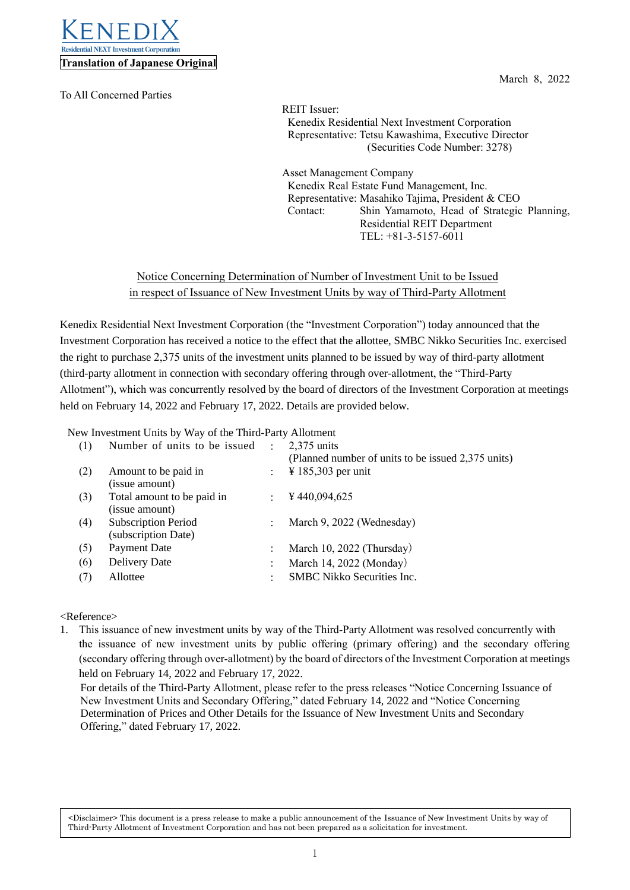KENEDIX
Residential NEXT Investment Corporation

**Translation of Japanese Original**

March 8, 2022

To All Concerned Parties

REIT Issuer:
Kenedix Residential Next Investment Corporation
Representative: Tetsu Kawashima, Executive Director
(Securities Code Number: 3278)

Asset Management Company
Kenedix Real Estate Fund Management, Inc.
Representative: Masahiko Tajima, President & CEO
Contact: Shin Yamamoto, Head of Strategic Planning, Residential REIT Department
TEL: +81-3-5157-6011

## Notice Concerning Determination of Number of Investment Unit to be Issued in respect of Issuance of New Investment Units by way of Third-Party Allotment

Kenedix Residential Next Investment Corporation (the "Investment Corporation") today announced that the Investment Corporation has received a notice to the effect that the allottee, SMBC Nikko Securities Inc. exercised the right to purchase 2,375 units of the investment units planned to be issued by way of third-party allotment (third-party allotment in connection with secondary offering through over-allotment, the "Third-Party Allotment"), which was concurrently resolved by the board of directors of the Investment Corporation at meetings held on February 14, 2022 and February 17, 2022. Details are provided below.

New Investment Units by Way of the Third-Party Allotment

| | | | |
|---|---|---|---|
| (1) | Number of units to be issued | : | 2,375 units (Planned number of units to be issued 2,375 units) |
| (2) | Amount to be paid in (issue amount) | : | ¥ 185,303 per unit |
| (3) | Total amount to be paid in (issue amount) | : | ¥ 440,094,625 |
| (4) | Subscription Period (subscription Date) | : | March 9, 2022 (Wednesday) |
| (5) | Payment Date | : | March 10, 2022 (Thursday) |
| (6) | Delivery Date | : | March 14, 2022 (Monday) |
| (7) | Allottee | : | SMBC Nikko Securities Inc. |

<Reference>

1. This issuance of new investment units by way of the Third-Party Allotment was resolved concurrently with the issuance of new investment units by public offering (primary offering) and the secondary offering (secondary offering through over-allotment) by the board of directors of the Investment Corporation at meetings held on February 14, 2022 and February 17, 2022.
   For details of the Third-Party Allotment, please refer to the press releases "Notice Concerning Issuance of New Investment Units and Secondary Offering," dated February 14, 2022 and "Notice Concerning Determination of Prices and Other Details for the Issuance of New Investment Units and Secondary Offering," dated February 17, 2022.

<Disclaimer> This document is a press release to make a public announcement of the Issuance of New Investment Units by way of Third-Party Allotment of Investment Corporation and has not been prepared as a solicitation for investment.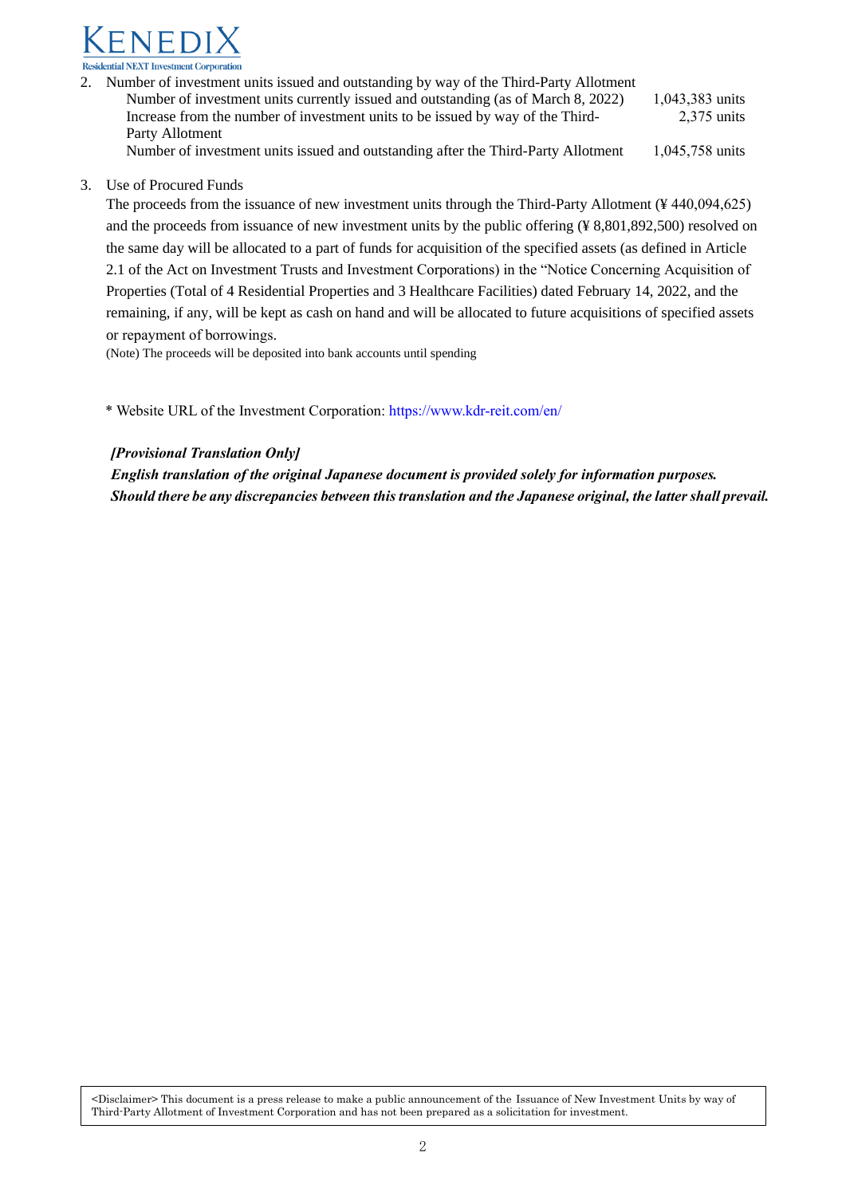2. Number of investment units issued and outstanding by way of the Third-Party Allotment

| | |
|---|---|
| Number of investment units currently issued and outstanding (as of March 8, 2022) | 1,043,383 units |
| Increase from the number of investment units to be issued by way of the Third-Party Allotment | 2,375 units |
| Number of investment units issued and outstanding after the Third-Party Allotment | 1,045,758 units |

3. Use of Procured Funds

The proceeds from the issuance of new investment units through the Third-Party Allotment (¥ 440,094,625) and the proceeds from issuance of new investment units by the public offering (¥ 8,801,892,500) resolved on the same day will be allocated to a part of funds for acquisition of the specified assets (as defined in Article 2.1 of the Act on Investment Trusts and Investment Corporations) in the "Notice Concerning Acquisition of Properties (Total of 4 Residential Properties and 3 Healthcare Facilities) dated February 14, 2022, and the remaining, if any, will be kept as cash on hand and will be allocated to future acquisitions of specified assets or repayment of borrowings.

(Note) The proceeds will be deposited into bank accounts until spending

* Website URL of the Investment Corporation: https://www.kdr-reit.com/en/

***[Provisional Translation Only]***
***English translation of the original Japanese document is provided solely for information purposes.***
***Should there be any discrepancies between this translation and the Japanese original, the latter shall prevail.***

<Disclaimer> This document is a press release to make a public announcement of the Issuance of New Investment Units by way of Third-Party Allotment of Investment Corporation and has not been prepared as a solicitation for investment.